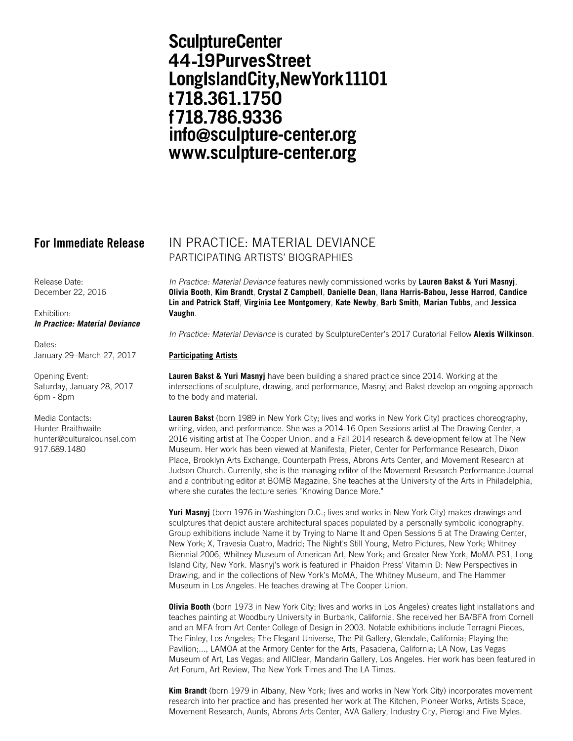**SculptureCenter**
**44-19PurvesStreet**
**LongIslandCity,NewYork11101**
**t718.361.1750**
**f718.786.9336**
**info@sculpture-center.org**
**www.sculpture-center.org**

## For Immediate Release

Release Date:
December 22, 2016

Exhibition:
***In Practice: Material Deviance***

Dates:
January 29–March 27, 2017

Opening Event:
Saturday, January 28, 2017
6pm - 8pm

Media Contacts:
Hunter Braithwaite
hunter@culturalcounsel.com
917.689.1480

# IN PRACTICE: MATERIAL DEVIANCE

## PARTICIPATING ARTISTS' BIOGRAPHIES

*In Practice: Material Deviance* features newly commissioned works by **Lauren Bakst & Yuri Masnyj**, **Olivia Booth**, **Kim Brandt**, **Crystal Z Campbell**, **Danielle Dean**, **Ilana Harris-Babou, Jesse Harrod**, **Candice Lin and Patrick Staff**, **Virginia Lee Montgomery**, **Kate Newby**, **Barb Smith**, **Marian Tubbs**, and **Jessica Vaughn**.

*In Practice: Material Deviance* is curated by SculptureCenter's 2017 Curatorial Fellow **Alexis Wilkinson**.

**Participating Artists**

**Lauren Bakst & Yuri Masnyj** have been building a shared practice since 2014. Working at the intersections of sculpture, drawing, and performance, Masnyj and Bakst develop an ongoing approach to the body and material.

**Lauren Bakst** (born 1989 in New York City; lives and works in New York City) practices choreography, writing, video, and performance. She was a 2014-16 Open Sessions artist at The Drawing Center, a 2016 visiting artist at The Cooper Union, and a Fall 2014 research & development fellow at The New Museum. Her work has been viewed at Manifesta, Pieter, Center for Performance Research, Dixon Place, Brooklyn Arts Exchange, Counterpath Press, Abrons Arts Center, and Movement Research at Judson Church. Currently, she is the managing editor of the Movement Research Performance Journal and a contributing editor at BOMB Magazine. She teaches at the University of the Arts in Philadelphia, where she curates the lecture series "Knowing Dance More."

**Yuri Masnyj** (born 1976 in Washington D.C.; lives and works in New York City) makes drawings and sculptures that depict austere architectural spaces populated by a personally symbolic iconography. Group exhibitions include Name it by Trying to Name It and Open Sessions 5 at The Drawing Center, New York; X, Travesia Cuatro, Madrid; The Night's Still Young, Metro Pictures, New York; Whitney Biennial 2006, Whitney Museum of American Art, New York; and Greater New York, MoMA PS1, Long Island City, New York. Masnyj's work is featured in Phaidon Press' Vitamin D: New Perspectives in Drawing, and in the collections of New York's MoMA, The Whitney Museum, and The Hammer Museum in Los Angeles. He teaches drawing at The Cooper Union.

**Olivia Booth** (born 1973 in New York City; lives and works in Los Angeles) creates light installations and teaches painting at Woodbury University in Burbank, California. She received her BA/BFA from Cornell and an MFA from Art Center College of Design in 2003. Notable exhibitions include Terragni Pieces, The Finley, Los Angeles; The Elegant Universe, The Pit Gallery, Glendale, California; Playing the Pavilion;..., LAMOA at the Armory Center for the Arts, Pasadena, California; LA Now, Las Vegas Museum of Art, Las Vegas; and AllClear, Mandarin Gallery, Los Angeles. Her work has been featured in Art Forum, Art Review, The New York Times and The LA Times.

**Kim Brandt** (born 1979 in Albany, New York; lives and works in New York City) incorporates movement research into her practice and has presented her work at The Kitchen, Pioneer Works, Artists Space, Movement Research, Aunts, Abrons Arts Center, AVA Gallery, Industry City, Pierogi and Five Myles.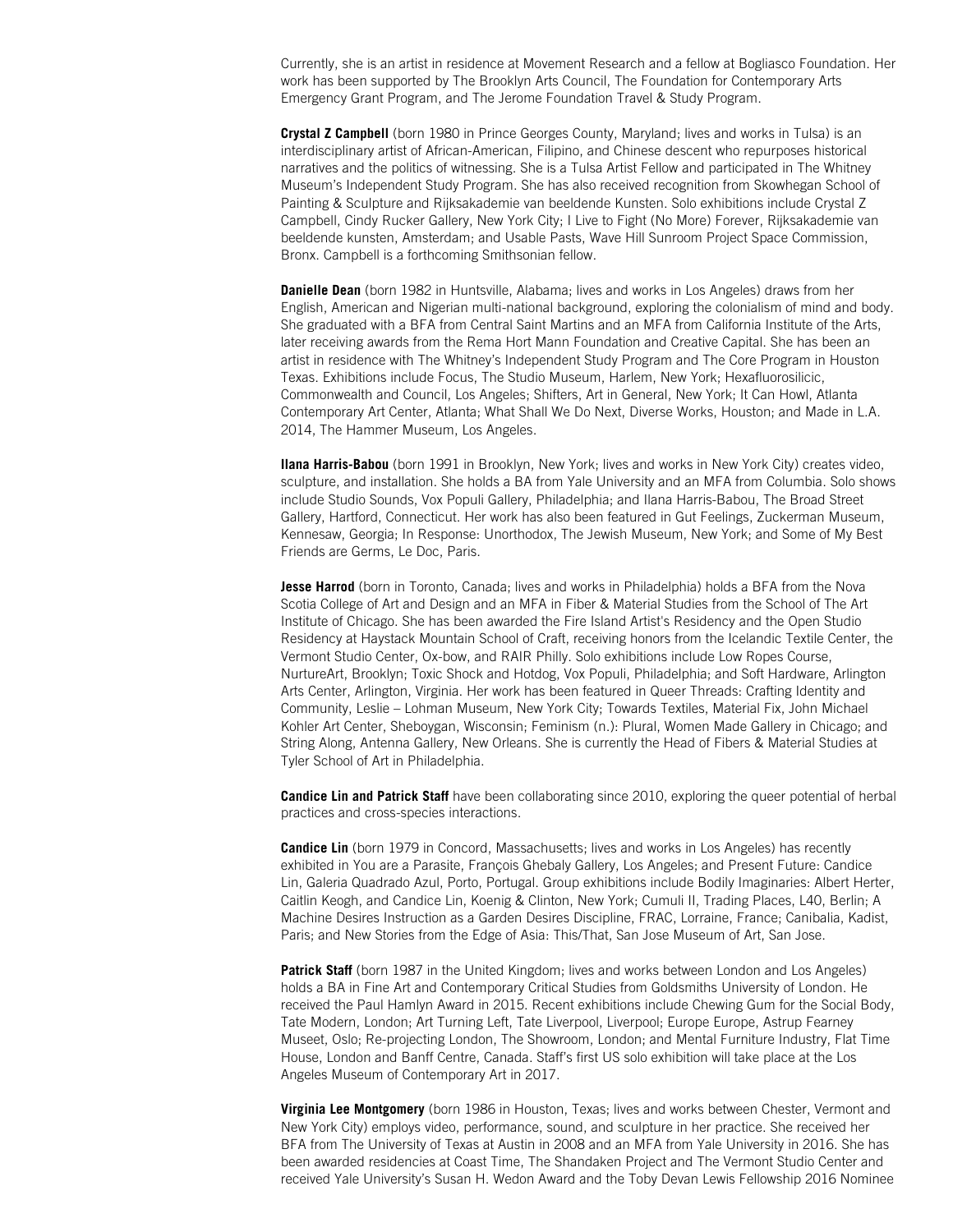Currently, she is an artist in residence at Movement Research and a fellow at Bogliasco Foundation. Her work has been supported by The Brooklyn Arts Council, The Foundation for Contemporary Arts Emergency Grant Program, and The Jerome Foundation Travel & Study Program.

**Crystal Z Campbell** (born 1980 in Prince Georges County, Maryland; lives and works in Tulsa) is an interdisciplinary artist of African-American, Filipino, and Chinese descent who repurposes historical narratives and the politics of witnessing. She is a Tulsa Artist Fellow and participated in The Whitney Museum's Independent Study Program. She has also received recognition from Skowhegan School of Painting & Sculpture and Rijksakademie van beeldende Kunsten. Solo exhibitions include Crystal Z Campbell, Cindy Rucker Gallery, New York City; I Live to Fight (No More) Forever, Rijksakademie van beeldende kunsten, Amsterdam; and Usable Pasts, Wave Hill Sunroom Project Space Commission, Bronx. Campbell is a forthcoming Smithsonian fellow.

**Danielle Dean** (born 1982 in Huntsville, Alabama; lives and works in Los Angeles) draws from her English, American and Nigerian multi-national background, exploring the colonialism of mind and body. She graduated with a BFA from Central Saint Martins and an MFA from California Institute of the Arts, later receiving awards from the Rema Hort Mann Foundation and Creative Capital. She has been an artist in residence with The Whitney's Independent Study Program and The Core Program in Houston Texas. Exhibitions include Focus, The Studio Museum, Harlem, New York; Hexafluorosilicic, Commonwealth and Council, Los Angeles; Shifters, Art in General, New York; It Can Howl, Atlanta Contemporary Art Center, Atlanta; What Shall We Do Next, Diverse Works, Houston; and Made in L.A. 2014, The Hammer Museum, Los Angeles.

**Ilana Harris-Babou** (born 1991 in Brooklyn, New York; lives and works in New York City) creates video, sculpture, and installation. She holds a BA from Yale University and an MFA from Columbia. Solo shows include Studio Sounds, Vox Populi Gallery, Philadelphia; and Ilana Harris-Babou, The Broad Street Gallery, Hartford, Connecticut. Her work has also been featured in Gut Feelings, Zuckerman Museum, Kennesaw, Georgia; In Response: Unorthodox, The Jewish Museum, New York; and Some of My Best Friends are Germs, Le Doc, Paris.

**Jesse Harrod** (born in Toronto, Canada; lives and works in Philadelphia) holds a BFA from the Nova Scotia College of Art and Design and an MFA in Fiber & Material Studies from the School of The Art Institute of Chicago. She has been awarded the Fire Island Artist's Residency and the Open Studio Residency at Haystack Mountain School of Craft, receiving honors from the Icelandic Textile Center, the Vermont Studio Center, Ox-bow, and RAIR Philly. Solo exhibitions include Low Ropes Course, NurtureArt, Brooklyn; Toxic Shock and Hotdog, Vox Populi, Philadelphia; and Soft Hardware, Arlington Arts Center, Arlington, Virginia. Her work has been featured in Queer Threads: Crafting Identity and Community, Leslie – Lohman Museum, New York City; Towards Textiles, Material Fix, John Michael Kohler Art Center, Sheboygan, Wisconsin; Feminism (n.): Plural, Women Made Gallery in Chicago; and String Along, Antenna Gallery, New Orleans. She is currently the Head of Fibers & Material Studies at Tyler School of Art in Philadelphia.

**Candice Lin and Patrick Staff** have been collaborating since 2010, exploring the queer potential of herbal practices and cross-species interactions.

**Candice Lin** (born 1979 in Concord, Massachusetts; lives and works in Los Angeles) has recently exhibited in You are a Parasite, François Ghebaly Gallery, Los Angeles; and Present Future: Candice Lin, Galeria Quadrado Azul, Porto, Portugal. Group exhibitions include Bodily Imaginaries: Albert Herter, Caitlin Keogh, and Candice Lin, Koenig & Clinton, New York; Cumuli II, Trading Places, L40, Berlin; A Machine Desires Instruction as a Garden Desires Discipline, FRAC, Lorraine, France; Canibalia, Kadist, Paris; and New Stories from the Edge of Asia: This/That, San Jose Museum of Art, San Jose.

**Patrick Staff** (born 1987 in the United Kingdom; lives and works between London and Los Angeles) holds a BA in Fine Art and Contemporary Critical Studies from Goldsmiths University of London. He received the Paul Hamlyn Award in 2015. Recent exhibitions include Chewing Gum for the Social Body, Tate Modern, London; Art Turning Left, Tate Liverpool, Liverpool; Europe Europe, Astrup Fearney Museet, Oslo; Re-projecting London, The Showroom, London; and Mental Furniture Industry, Flat Time House, London and Banff Centre, Canada. Staff's first US solo exhibition will take place at the Los Angeles Museum of Contemporary Art in 2017.

**Virginia Lee Montgomery** (born 1986 in Houston, Texas; lives and works between Chester, Vermont and New York City) employs video, performance, sound, and sculpture in her practice. She received her BFA from The University of Texas at Austin in 2008 and an MFA from Yale University in 2016. She has been awarded residencies at Coast Time, The Shandaken Project and The Vermont Studio Center and received Yale University's Susan H. Wedon Award and the Toby Devan Lewis Fellowship 2016 Nominee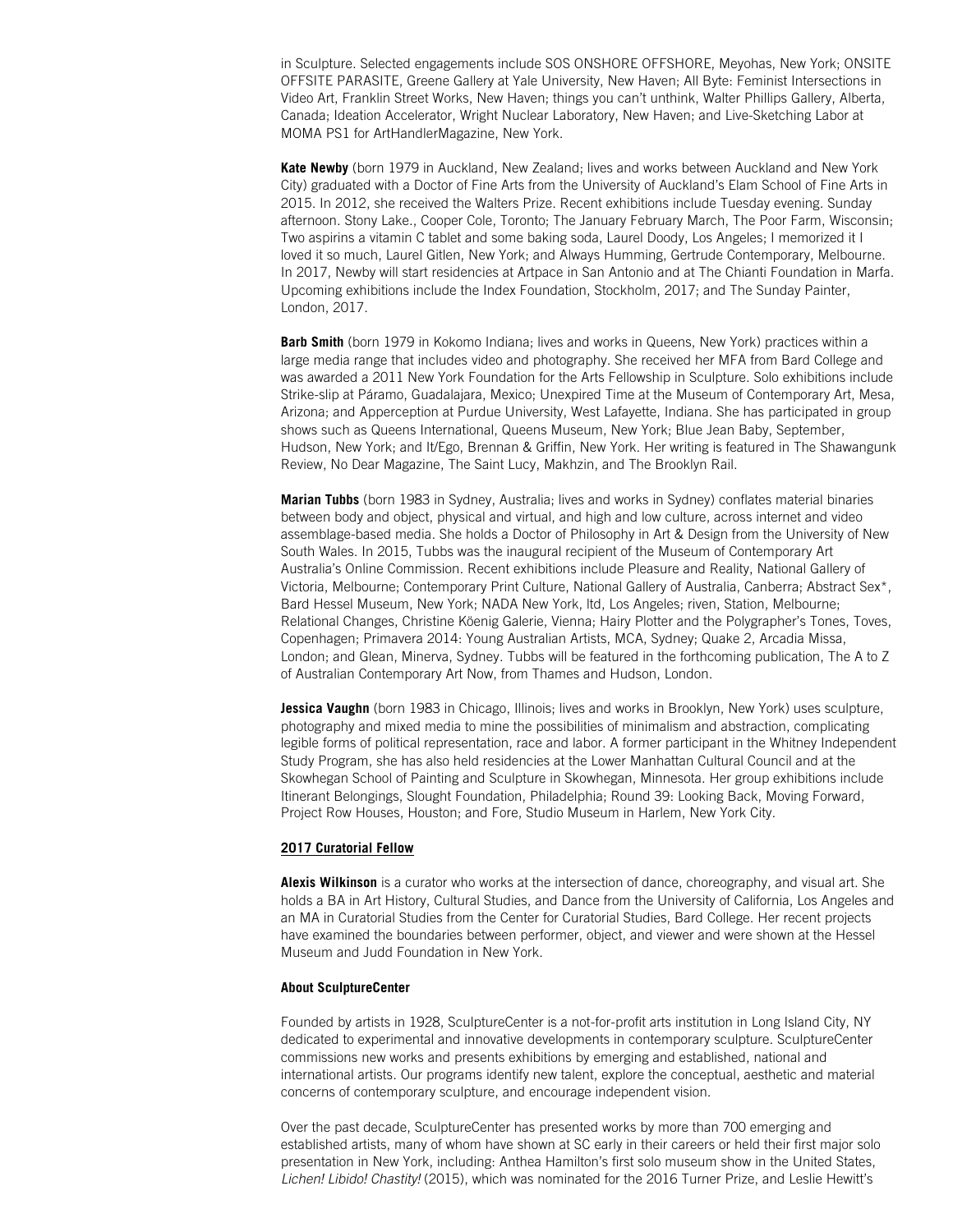in Sculpture. Selected engagements include SOS ONSHORE OFFSHORE, Meyohas, New York; ONSITE OFFSITE PARASITE, Greene Gallery at Yale University, New Haven; All Byte: Feminist Intersections in Video Art, Franklin Street Works, New Haven; things you can't unthink, Walter Phillips Gallery, Alberta, Canada; Ideation Accelerator, Wright Nuclear Laboratory, New Haven; and Live-Sketching Labor at MOMA PS1 for ArtHandlerMagazine, New York.

**Kate Newby** (born 1979 in Auckland, New Zealand; lives and works between Auckland and New York City) graduated with a Doctor of Fine Arts from the University of Auckland's Elam School of Fine Arts in 2015. In 2012, she received the Walters Prize. Recent exhibitions include Tuesday evening. Sunday afternoon. Stony Lake., Cooper Cole, Toronto; The January February March, The Poor Farm, Wisconsin; Two aspirins a vitamin C tablet and some baking soda, Laurel Doody, Los Angeles; I memorized it I loved it so much, Laurel Gitlen, New York; and Always Humming, Gertrude Contemporary, Melbourne. In 2017, Newby will start residencies at Artpace in San Antonio and at The Chianti Foundation in Marfa. Upcoming exhibitions include the Index Foundation, Stockholm, 2017; and The Sunday Painter, London, 2017.

**Barb Smith** (born 1979 in Kokomo Indiana; lives and works in Queens, New York) practices within a large media range that includes video and photography. She received her MFA from Bard College and was awarded a 2011 New York Foundation for the Arts Fellowship in Sculpture. Solo exhibitions include Strike-slip at Páramo, Guadalajara, Mexico; Unexpired Time at the Museum of Contemporary Art, Mesa, Arizona; and Apperception at Purdue University, West Lafayette, Indiana. She has participated in group shows such as Queens International, Queens Museum, New York; Blue Jean Baby, September, Hudson, New York; and It/Ego, Brennan & Griffin, New York. Her writing is featured in The Shawangunk Review, No Dear Magazine, The Saint Lucy, Makhzin, and The Brooklyn Rail.

**Marian Tubbs** (born 1983 in Sydney, Australia; lives and works in Sydney) conflates material binaries between body and object, physical and virtual, and high and low culture, across internet and video assemblage-based media. She holds a Doctor of Philosophy in Art & Design from the University of New South Wales. In 2015, Tubbs was the inaugural recipient of the Museum of Contemporary Art Australia's Online Commission. Recent exhibitions include Pleasure and Reality, National Gallery of Victoria, Melbourne; Contemporary Print Culture, National Gallery of Australia, Canberra; Abstract Sex*, Bard Hessel Museum, New York; NADA New York, ltd, Los Angeles; riven, Station, Melbourne; Relational Changes, Christine Köenig Galerie, Vienna; Hairy Plotter and the Polygrapher's Tones, Toves, Copenhagen; Primavera 2014: Young Australian Artists, MCA, Sydney; Quake 2, Arcadia Missa, London; and Glean, Minerva, Sydney. Tubbs will be featured in the forthcoming publication, The A to Z of Australian Contemporary Art Now, from Thames and Hudson, London.

**Jessica Vaughn** (born 1983 in Chicago, Illinois; lives and works in Brooklyn, New York) uses sculpture, photography and mixed media to mine the possibilities of minimalism and abstraction, complicating legible forms of political representation, race and labor. A former participant in the Whitney Independent Study Program, she has also held residencies at the Lower Manhattan Cultural Council and at the Skowhegan School of Painting and Sculpture in Skowhegan, Minnesota. Her group exhibitions include Itinerant Belongings, Slought Foundation, Philadelphia; Round 39: Looking Back, Moving Forward, Project Row Houses, Houston; and Fore, Studio Museum in Harlem, New York City.

**2017 Curatorial Fellow**

**Alexis Wilkinson** is a curator who works at the intersection of dance, choreography, and visual art. She holds a BA in Art History, Cultural Studies, and Dance from the University of California, Los Angeles and an MA in Curatorial Studies from the Center for Curatorial Studies, Bard College. Her recent projects have examined the boundaries between performer, object, and viewer and were shown at the Hessel Museum and Judd Foundation in New York.

**About SculptureCenter**

Founded by artists in 1928, SculptureCenter is a not-for-profit arts institution in Long Island City, NY dedicated to experimental and innovative developments in contemporary sculpture. SculptureCenter commissions new works and presents exhibitions by emerging and established, national and international artists. Our programs identify new talent, explore the conceptual, aesthetic and material concerns of contemporary sculpture, and encourage independent vision.

Over the past decade, SculptureCenter has presented works by more than 700 emerging and established artists, many of whom have shown at SC early in their careers or held their first major solo presentation in New York, including: Anthea Hamilton's first solo museum show in the United States, *Lichen! Libido! Chastity!* (2015), which was nominated for the 2016 Turner Prize, and Leslie Hewitt's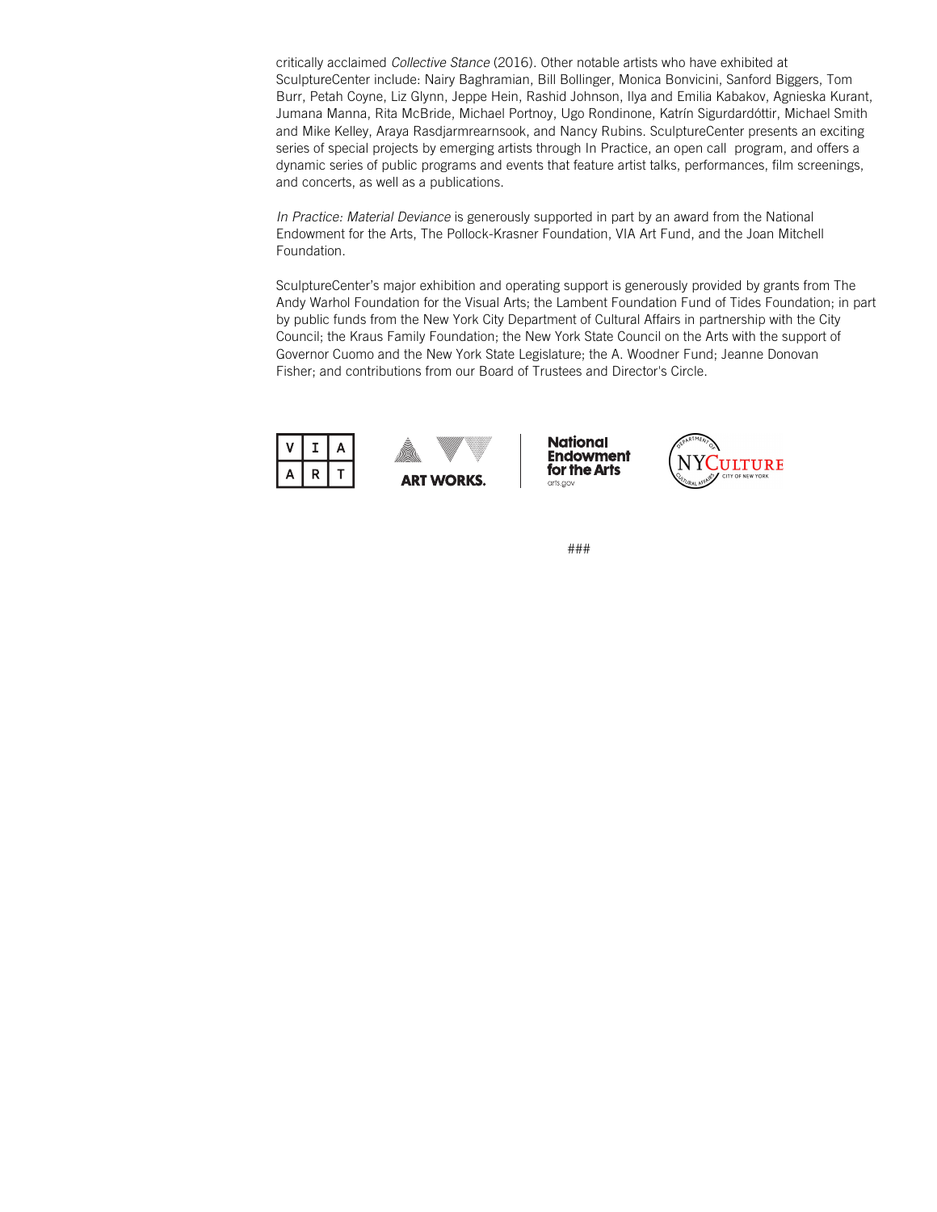critically acclaimed *Collective Stance* (2016). Other notable artists who have exhibited at SculptureCenter include: Nairy Baghramian, Bill Bollinger, Monica Bonvicini, Sanford Biggers, Tom Burr, Petah Coyne, Liz Glynn, Jeppe Hein, Rashid Johnson, Ilya and Emilia Kabakov, Agnieska Kurant, Jumana Manna, Rita McBride, Michael Portnoy, Ugo Rondinone, Katrín Sigurdardóttir, Michael Smith and Mike Kelley, Araya Rasdjarmrearnsook, and Nancy Rubins. SculptureCenter presents an exciting series of special projects by emerging artists through In Practice, an open call program, and offers a dynamic series of public programs and events that feature artist talks, performances, film screenings, and concerts, as well as a publications.

*In Practice: Material Deviance* is generously supported in part by an award from the National Endowment for the Arts, The Pollock-Krasner Foundation, VIA Art Fund, and the Joan Mitchell Foundation.

SculptureCenter's major exhibition and operating support is generously provided by grants from The Andy Warhol Foundation for the Visual Arts; the Lambent Foundation Fund of Tides Foundation; in part by public funds from the New York City Department of Cultural Affairs in partnership with the City Council; the Kraus Family Foundation; the New York State Council on the Arts with the support of Governor Cuomo and the New York State Legislature; the A. Woodner Fund; Jeanne Donovan Fisher; and contributions from our Board of Trustees and Director's Circle.

VIA ART

ART WORKS.

National Endowment for the Arts
arts.gov

DEPARTMENT OF CULTURAL AFFAIRS
NYCULTURE
CITY OF NEW YORK

###